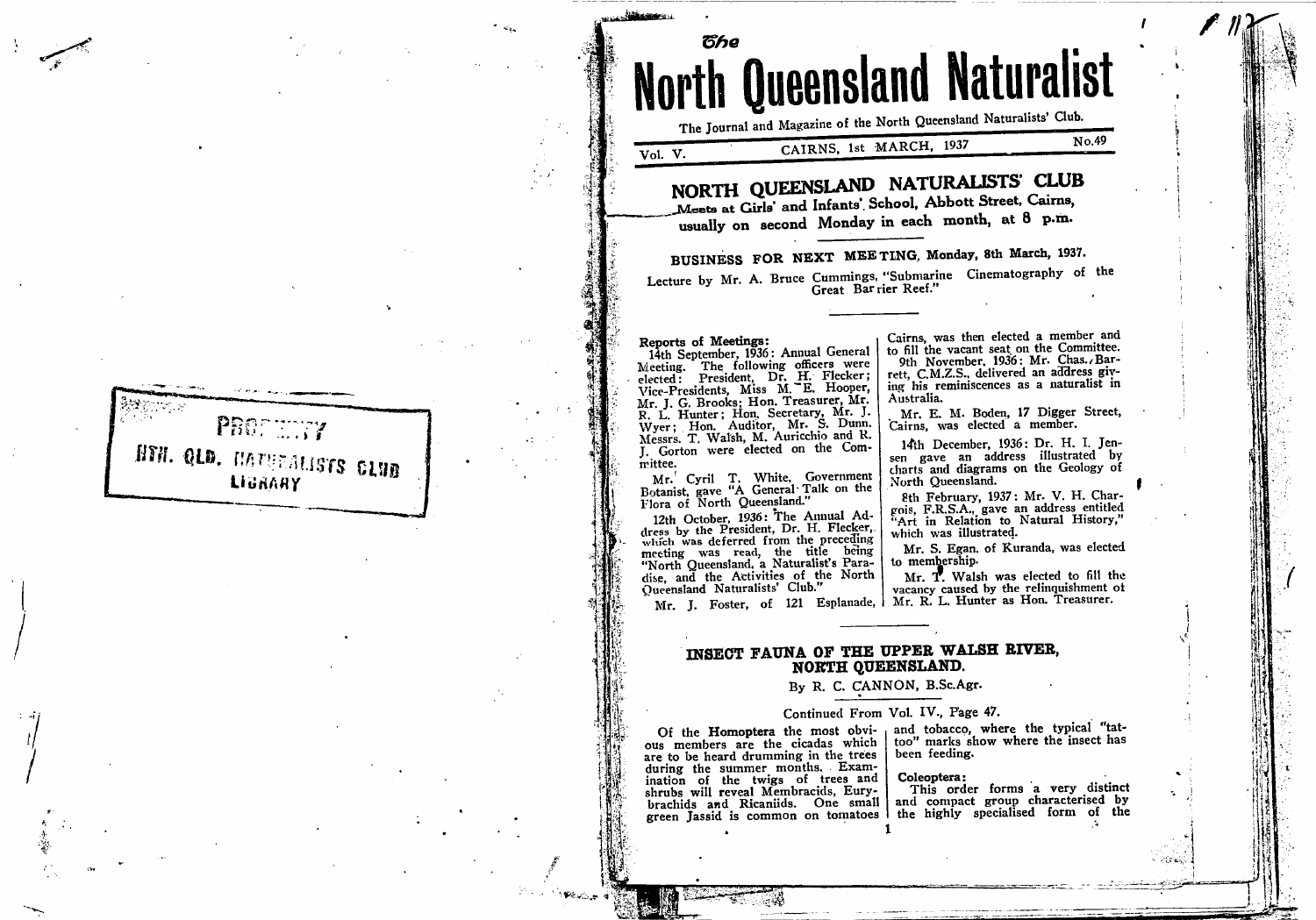*The*

# North Queensland Naturalist

The Journal and Magazine of the North Queensland Naturalists' Club.

Vol. V. CAIRNS, 1st MARCH, 1937 No.49

## NORTH QUEENSLAND NATURALISTS' CLUB

**Meets at Girls' and Infants' School, Abbott Street, Cairns, usually on second Monday in each month, at 8 p.m.**

### BUSINESS FOR NEXT MEETING, Monday, 8th March, 1937.

Lecture by Mr. A. Bruce Cummings, "Submarine Cinematography of the Great Barrier Reef."

**Reports of Meetings:**

14th September, 1936: Annual General Meeting. The following officers were elected: President, Dr. H. Flecker; Vice-Presidents, Miss M. E. Hooper, Mr. J. G. Brooks; Hon. Treasurer, Mr. R. L. Hunter; Hon. Secretary, Mr. J. Wyer; Hon. Auditor, Mr. S. Dunn. Messrs. T. Walsh, M. Auricchio and R. J. Gorton were elected on the Committee.

Mr. Cyril T. White, Government Botanist, gave "A General Talk on the Flora of North Queensland."

12th October, 1936: The Annual Address by the President, Dr. H. Flecker, which was deferred from the preceding meeting was read, the title being "North Queensland, a Naturalist's Paradise, and the Activities of the North Queensland Naturalists' Club."

Mr. J. Foster, of 121 Esplanade, Cairns, was then elected a member and to fill the vacant seat on the Committee.

9th November, 1936: Mr. Chas. Barrett, C.M.Z.S., delivered an address giving his reminiscences as a naturalist in Australia.

Mr. E. M. Boden, 17 Digger Street, Cairns, was elected a member.

14th December, 1936: Dr. H. I. Jensen gave an address illustrated by charts and diagrams on the Geology of North Queensland.

8th February, 1937: Mr. V. H. Chargois, F.R.S.A., gave an address entitled "Art in Relation to Natural History," which was illustrated.

Mr. S. Egan, of Kuranda, was elected to membership.

Mr. T. Walsh was elected to fill the vacancy caused by the relinquishment of Mr. R. L. Hunter as Hon. Treasurer.

## INSECT FAUNA OF THE UPPER WALSH RIVER, NORTH QUEENSLAND.

By R. C. CANNON, B.Sc.Agr.

Continued From Vol. IV., Page 47.

Of the **Homoptera** the most obvious members are the cicadas which are to be heard drumming in the trees during the summer months. Examination of the twigs of trees and shrubs will reveal Membracids, Eurybrachids and Ricaniids. One small green Jassid is common on tomatoes and tobacco, where the typical "tattoo" marks show where the insect has been feeding.

**Coleoptera:**

This order forms a very distinct and compact group characterised by the highly specialised form of the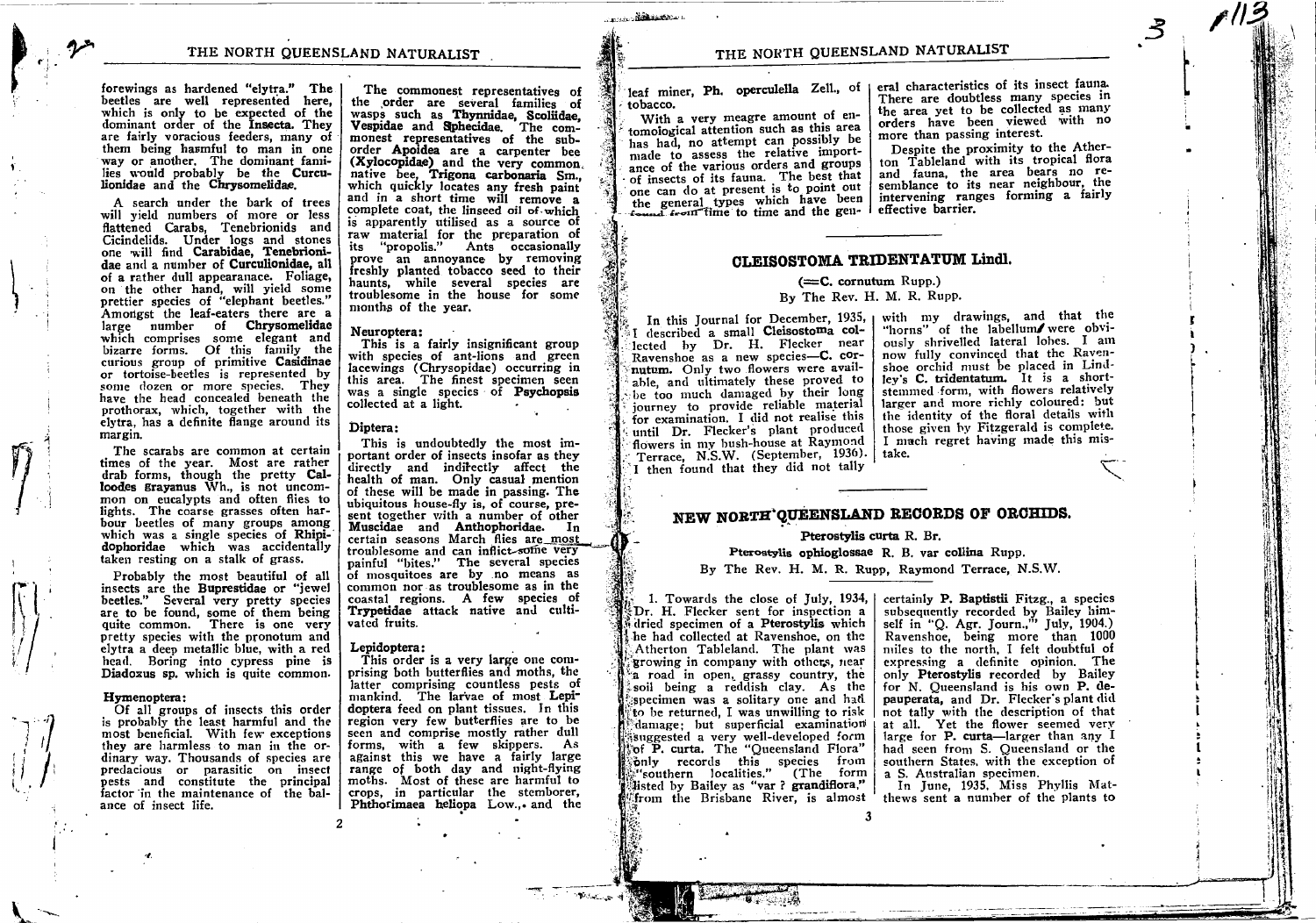forewings as hardened "elytra." The beetles are well represented here, which is only to be expected of the dominant order of the **Insecta.** They are fairly voracious feeders, many of them being harmful to man in one way or another. The dominant families would probably be the **Curculionidae** and the **Chrysomelidae.**

A search under the bark of trees will yield numbers of more or less flattened Carabs, Tenebrionids and Cicindelids. Under logs and stones one will find **Carabidae, Tenebrionidae** and a number of **Curculionidae,** all of a rather dull appearanace. Foliage, on the other hand, will yield some prettier species of "elephant beetles." Amongst the leaf-eaters there are a large number of **Chrysomelidae** which comprises some elegant and bizarre forms. Of this family the curious group of primitive **Casidinae** or tortoise-beetles is represented by some dozen or more species. They have the head concealed beneath the prothorax, which, together with the elytra, has a definite flange around its margin.

The scarabs are common at certain times of the year. Most are rather drab forms, though the pretty **Calloodes grayanus** Wh., is not uncommon on eucalypts and often flies to lights. The coarse grasses often harbour beetles of many groups among which was a single species of **Rhipidophoridae** which was accidentally taken resting on a stalk of grass.

Probably the most beautiful of all insects are the **Buprestidae** or "jewel beetles." Several very pretty species are to be found, some of them being quite common. There is one very pretty species with the pronotum and elytra a deep metallic blue, with a red head. Boring into cypress pine is **Diadoxus** sp. which is quite common.

**Hymenoptera:**

Of all groups of insects this order is probably the least harmful and the most beneficial. With few exceptions they are harmless to man in the ordinary way. Thousands of species are predacious or parasitic on insect pests and constitute the principal factor in the maintenance of the balance of insect life.

The commonest representatives of the order are several families of wasps such as **Thynnidae, Scoliidae, Vespidae** and **Sphecidae.** The commonest representatives of the suborder **Apoidea** are a carpenter bee **(Xylocopidae)** and the very common native bee, **Trigona carbonaria** Sm., which quickly locates any fresh paint and in a short time will remove a complete coat, the linseed oil of which is apparently utilised as a source of raw material for the preparation of its "propolis." Ants occasionally prove an annoyance by removing freshly planted tobacco seed to their haunts, while several species are troublesome in the house for some months of the year.

**Neuroptera:**

This is a fairly insignificant group with species of ant-lions and green lacewings (Chrysopidae) occurring in this area. The finest specimen seen was a single species of **Psychopsis** collected at a light.

**Diptera:**

This is undoubtedly the most important order of insects insofar as they directly and indirectly affect the health of man. Only casual mention of these will be made in passing. The ubiquitous house-fly is, of course, present together with a number of other **Muscidae** and **Anthophoridae.** In certain seasons March flies are most troublesome and can inflict some very painful "bites." The several species of mosquitoes are by no means as common nor as troublesome as in the coastal regions. A few species of **Trypetidae** attack native and cultivated fruits.

**Lepidoptera:**

This order is a very large one comprising both butterflies and moths, the latter comprising countless pests of mankind. The larvae of most **Lepidoptera** feed on plant tissues. In this region very few butterflies are to be seen and comprise mostly rather dull forms, with a few skippers. As against this we have a fairly large range of both day and night-flying moths. Most of these are harmful to crops, in particular the stemborer, **Phthorimaea heliopa** Low., and the leaf miner, **Ph. operculella** Zell., of tobacco.

With a very meagre amount of entomological attention such as this area has had, no attempt can possibly be made to assess the relative importance of the various orders and groups of insects of its fauna. The best that one can do at present is to point out the general types which have been found from time to time and the general characteristics of its insect fauna. There are doubtless many species in the area yet to be collected as many orders have been viewed with no more than passing interest.

Despite the proximity to the Atherton Tableland with its tropical flora and fauna, the area bears no resemblance to its near neighbour, the intervening ranges forming a fairly effective barrier.

## CLEISOSTOMA TRIDENTATUM Lindl.

(=**C. cornutum** Rupp.)

By The Rev. H. M. R. Rupp.

In this Journal for December, 1935, I described a small **Cleisostoma** collected by Dr. H. Flecker near Ravenshoe as a new species—**C. cornutum.** Only two flowers were available, and ultimately these proved to be too much damaged by their long journey to provide reliable material for examination. I did not realise this until Dr. Flecker's plant produced flowers in my bush-house at Raymond Terrace, N.S.W. (September, 1936). I then found that they did not tally with my drawings, and that the "horns" of the labellum were obviously shrivelled lateral lobes. I am now fully convinced that the Ravenshoe orchid must be placed in Lindley's **C. tridentatum.** It is a short-stemmed form, with flowers relatively larger and more richly coloured: but the identity of the floral details with those given by Fitzgerald is complete. I much regret having made this mistake.

## NEW NORTH QUEENSLAND RECORDS OF ORCHIDS.

**Pterostylis curta** R. Br.

**Pterostylis ophioglossae** R. B. var **collina** Rupp.

By The Rev. H. M. R. Rupp, Raymond Terrace, N.S.W.

1. Towards the close of July, 1934, Dr. H. Flecker sent for inspection a dried specimen of a **Pterostylis** which he had collected at Ravenshoe, on the Atherton Tableland. The plant was growing in company with others, near a road in open, grassy country, the soil being a reddish clay. As the specimen was a solitary one and had to be returned, I was unwilling to risk damage; but superficial examination suggested a very well-developed form of **P. curta.** The "Queensland Flora" only records this species from "southern localities." (The form listed by Bailey as "var ? **grandiflora,**" from the Brisbane River, is almost certainly **P. Baptistii** Fitzg., a species subsequently recorded by Bailey himself in "Q. Agr. Journ.," July, 1904.) Ravenshoe, being more than 1000 miles to the north, I felt doubtful of expressing a definite opinion. The only **Pterostylis** recorded by Bailey for N. Queensland is his own **P. depauperata,** and Dr. Flecker's plant did not tally with the description of that at all. Yet the flower seemed very large for **P. curta**—larger than any I had seen from S. Queensland or the southern States, with the exception of a S. Australian specimen.

In June, 1935, Miss Phyllis Matthews sent a number of the plants to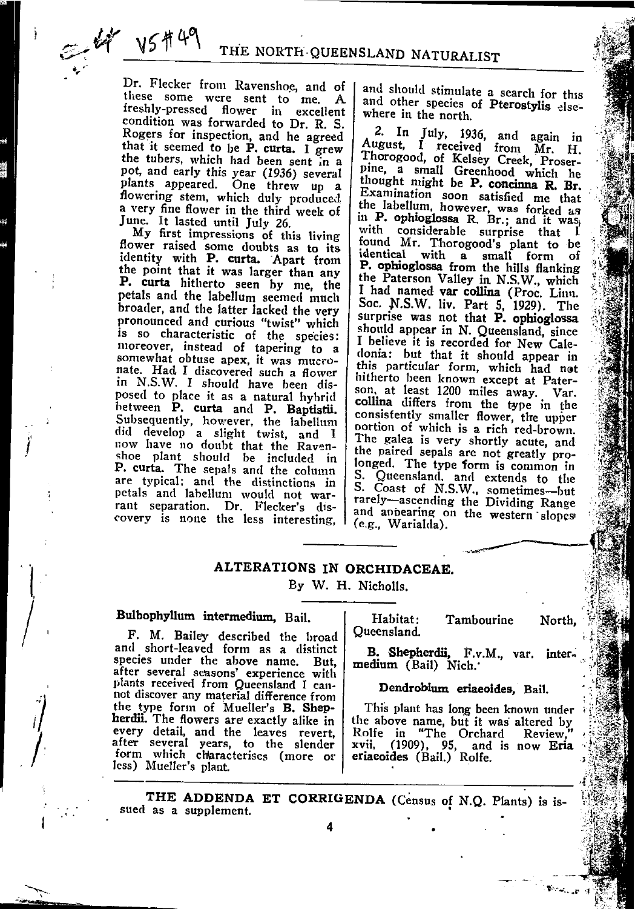Dr. Flecker from Ravenshoe, and of these some were sent to me. A freshly-pressed flower in excellent condition was forwarded to Dr. R. S. Rogers for inspection, and he agreed that it seemed to be **P. curta**. I grew the tubers, which had been sent in a pot, and early this year (1936) several plants appeared. One threw up a flowering stem, which duly produced a very fine flower in the third week of June. It lasted until July 26.

My first impressions of this living flower raised some doubts as to its identity with **P. curta**. Apart from the point that it was larger than any **P. curta** hitherto seen by me, the petals and the labellum seemed much broader, and the latter lacked the very pronounced and curious "twist" which is so characteristic of the species: moreover, instead of tapering to a somewhat obtuse apex, it was mucronate. Had I discovered such a flower in N.S.W. I should have been disposed to place it as a natural hybrid between **P. curta** and **P. Baptistii**. Subsequently, however, the labellum did develop a slight twist, and I now have no doubt that the Ravenshoe plant should be included in **P. curta**. The sepals and the column are typical; and the distinctions in petals and labellum would not warrant separation. Dr. Flecker's discovery is none the less interesting, and should stimulate a search for this and other species of **Pterostylis** elsewhere in the north.

2. In July, 1936, and again in August, I received from Mr. H. Thorogood, of Kelsey Creek, Proserpine, a small Greenhood which he thought might be **P. concinna R. Br.** Examination soon satisfied me that the labellum, however, was forked as in **P. ophioglossa** R. Br.; and it was with considerable surprise that I found Mr. Thorogood's plant to be identical with a small form of **P. ophioglossa** from the hills flanking the Paterson Valley in N.S.W., which I had named **var collina** (Proc. Linn. Soc. N.S.W. liv. Part 5, 1929). The surprise was not that **P. ophioglossa** should appear in N. Queensland, since I believe it is recorded for New Caledonia: but that it should appear in this particular form, which had not hitherto been known except at Paterson, at least 1200 miles away. Var. **collina** differs from the type in the consistently smaller flower, the upper portion of which is a rich red-brown. The galea is very shortly acute, and the paired sepals are not greatly prolonged. The type form is common in S. Queensland, and extends to the S. Coast of N.S.W., sometimes—but rarely—ascending the Dividing Range and appearing on the western slopes (e.g., Warialda).

## ALTERATIONS IN ORCHIDACEAE.

By W. H. Nicholls.

**Bulbophyllum intermedium**, Bail.

F. M. Bailey described the broad and short-leaved form as a distinct species under the above name. But, after several seasons' experience with plants received from Queensland I cannot discover any material difference from the type form of Mueller's **B. Shepherdii**. The flowers are exactly alike in every detail, and the leaves revert, after several years, to the slender form which characterises (more or less) Mueller's plant.

Habitat: Tambourine North, Queensland.

**B. Shepherdii**, F.v.M., var. **intermedium** (Bail) Nich.

**Dendrobium eriaeoides**, Bail.

This plant has long been known under the above name, but it was altered by Rolfe in "The Orchard Review," xvii, (1909), 95, and is now **Eria eriaeoides** (Bail.) Rolfe.

**THE ADDENDA ET CORRIGENDA** (Census of N.Q. Plants) is issued as a supplement.